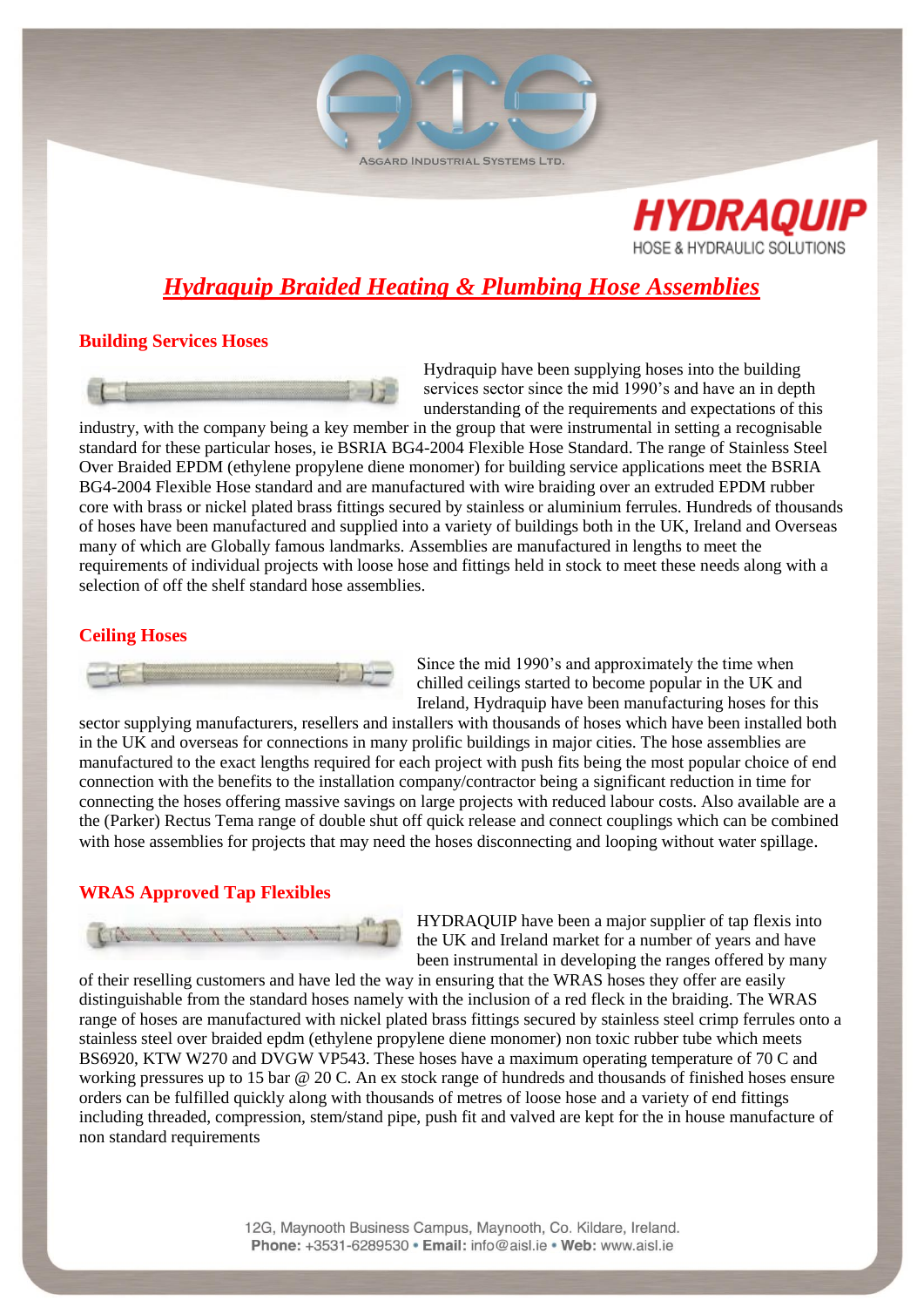ASGARD INDUSTRIAL SYSTEMS LTD.

HYDRAQUIP
HOSE & HYDRAULIC SOLUTIONS

# Hydraquip Braided Heating & Plumbing Hose Assemblies

## Building Services Hoses

Hydraquip have been supplying hoses into the building services sector since the mid 1990's and have an in depth understanding of the requirements and expectations of this industry, with the company being a key member in the group that were instrumental in setting a recognisable standard for these particular hoses, ie BSRIA BG4-2004 Flexible Hose Standard. The range of Stainless Steel Over Braided EPDM (ethylene propylene diene monomer) for building service applications meet the BSRIA BG4-2004 Flexible Hose standard and are manufactured with wire braiding over an extruded EPDM rubber core with brass or nickel plated brass fittings secured by stainless or aluminium ferrules. Hundreds of thousands of hoses have been manufactured and supplied into a variety of buildings both in the UK, Ireland and Overseas many of which are Globally famous landmarks. Assemblies are manufactured in lengths to meet the requirements of individual projects with loose hose and fittings held in stock to meet these needs along with a selection of off the shelf standard hose assemblies.

## Ceiling Hoses

Since the mid 1990's and approximately the time when chilled ceilings started to become popular in the UK and Ireland, Hydraquip have been manufacturing hoses for this sector supplying manufacturers, resellers and installers with thousands of hoses which have been installed both in the UK and overseas for connections in many prolific buildings in major cities. The hose assemblies are manufactured to the exact lengths required for each project with push fits being the most popular choice of end connection with the benefits to the installation company/contractor being a significant reduction in time for connecting the hoses offering massive savings on large projects with reduced labour costs. Also available are a the (Parker) Rectus Tema range of double shut off quick release and connect couplings which can be combined with hose assemblies for projects that may need the hoses disconnecting and looping without water spillage.

## WRAS Approved Tap Flexibles

HYDRAQUIP have been a major supplier of tap flexis into the UK and Ireland market for a number of years and have been instrumental in developing the ranges offered by many of their reselling customers and have led the way in ensuring that the WRAS hoses they offer are easily distinguishable from the standard hoses namely with the inclusion of a red fleck in the braiding. The WRAS range of hoses are manufactured with nickel plated brass fittings secured by stainless steel crimp ferrules onto a stainless steel over braided epdm (ethylene propylene diene monomer) non toxic rubber tube which meets BS6920, KTW W270 and DVGW VP543. These hoses have a maximum operating temperature of 70 C and working pressures up to 15 bar @ 20 C. An ex stock range of hundreds and thousands of finished hoses ensure orders can be fulfilled quickly along with thousands of metres of loose hose and a variety of end fittings including threaded, compression, stem/stand pipe, push fit and valved are kept for the in house manufacture of non standard requirements

12G, Maynooth Business Campus, Maynooth, Co. Kildare, Ireland.
**Phone:** +3531-6289530 • **Email:** info@aisl.ie • **Web:** www.aisl.ie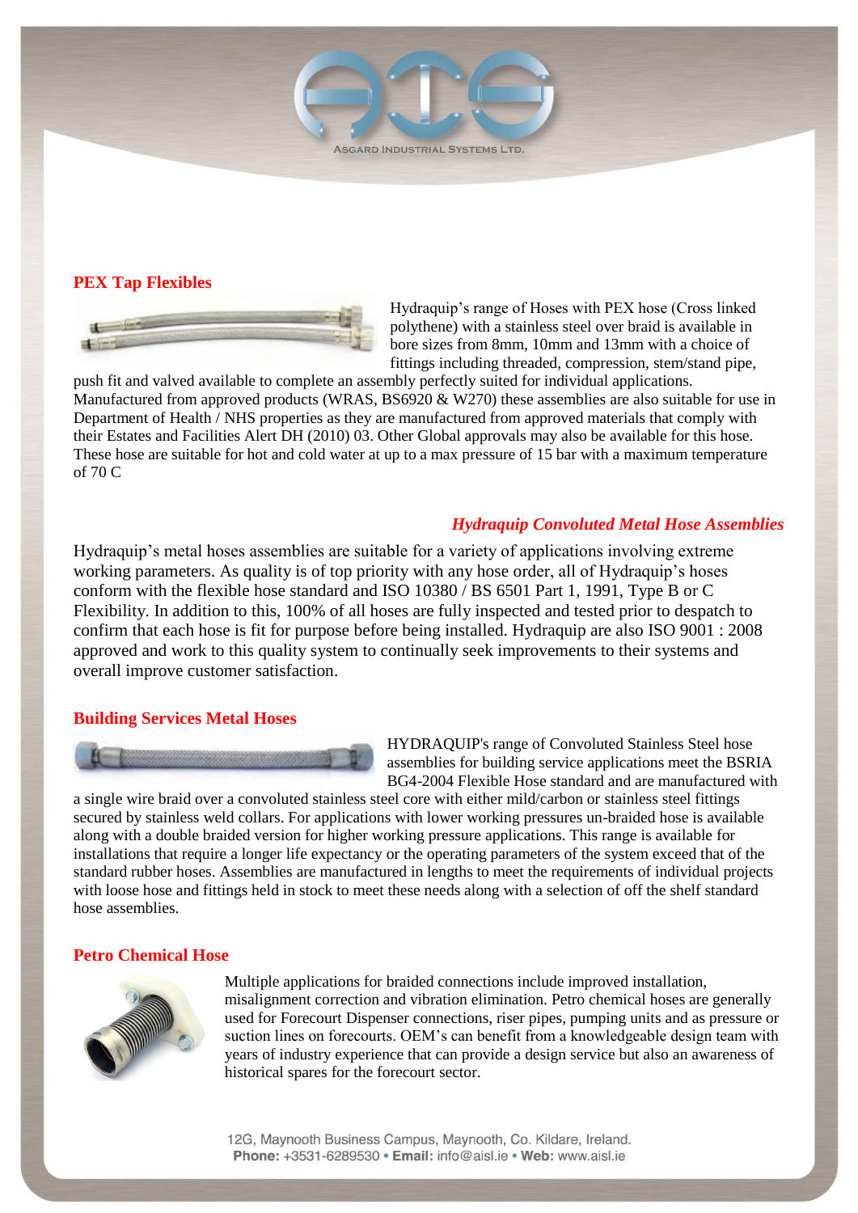## PEX Tap Flexibles

Hydraquip's range of Hoses with PEX hose (Cross linked polythene) with a stainless steel over braid is available in bore sizes from 8mm, 10mm and 13mm with a choice of fittings including threaded, compression, stem/stand pipe, push fit and valved available to complete an assembly perfectly suited for individual applications. Manufactured from approved products (WRAS, BS6920 & W270) these assemblies are also suitable for use in Department of Health / NHS properties as they are manufactured from approved materials that comply with their Estates and Facilities Alert DH (2010) 03. Other Global approvals may also be available for this hose. These hose are suitable for hot and cold water at up to a max pressure of 15 bar with a maximum temperature of 70 C

## *Hydraquip Convoluted Metal Hose Assemblies*

Hydraquip's metal hoses assemblies are suitable for a variety of applications involving extreme working parameters. As quality is of top priority with any hose order, all of Hydraquip's hoses conform with the flexible hose standard and ISO 10380 / BS 6501 Part 1, 1991, Type B or C Flexibility. In addition to this, 100% of all hoses are fully inspected and tested prior to despatch to confirm that each hose is fit for purpose before being installed. Hydraquip are also ISO 9001 : 2008 approved and work to this quality system to continually seek improvements to their systems and overall improve customer satisfaction.

## Building Services Metal Hoses

HYDRAQUIP's range of Convoluted Stainless Steel hose assemblies for building service applications meet the BSRIA BG4-2004 Flexible Hose standard and are manufactured with a single wire braid over a convoluted stainless steel core with either mild/carbon or stainless steel fittings secured by stainless weld collars. For applications with lower working pressures un-braided hose is available along with a double braided version for higher working pressure applications. This range is available for installations that require a longer life expectancy or the operating parameters of the system exceed that of the standard rubber hoses. Assemblies are manufactured in lengths to meet the requirements of individual projects with loose hose and fittings held in stock to meet these needs along with a selection of off the shelf standard hose assemblies.

## Petro Chemical Hose

Multiple applications for braided connections include improved installation, misalignment correction and vibration elimination. Petro chemical hoses are generally used for Forecourt Dispenser connections, riser pipes, pumping units and as pressure or suction lines on forecourts. OEM's can benefit from a knowledgeable design team with years of industry experience that can provide a design service but also an awareness of historical spares for the forecourt sector.